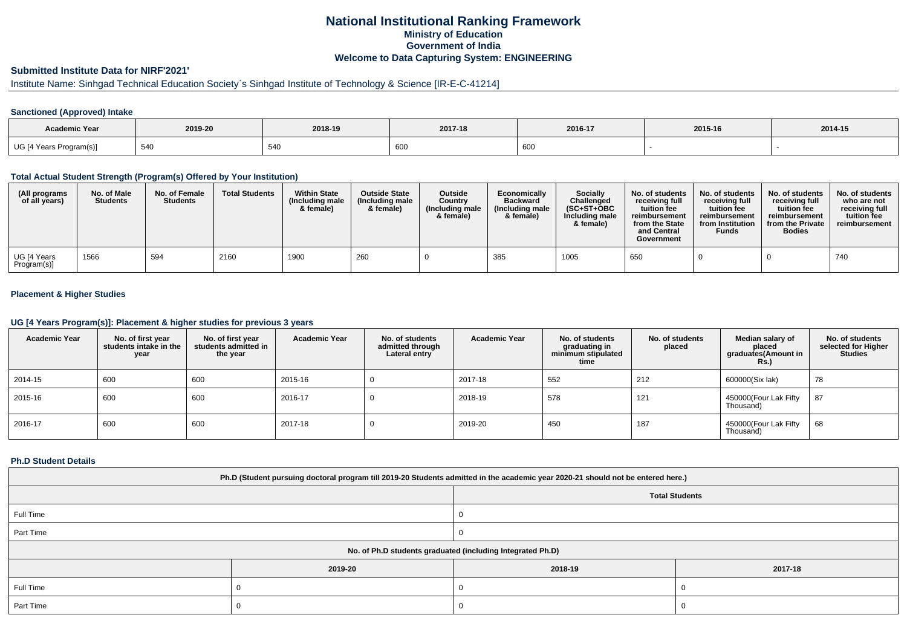# National Institutional Ranking Framework

## Ministry of Education

## Government of India

## Welcome to Data Capturing System: ENGINEERING

### Submitted Institute Data for NIRF'2021'

Institute Name: Sinhgad Technical Education Society`s Sinhgad Institute of Technology & Science [IR-E-C-41214]

### Sanctioned (Approved) Intake

| Academic Year | 2019-20 | 2018-19 | 2017-18 | 2016-17 | 2015-16 | 2014-15 |
|---|---|---|---|---|---|---|
| UG [4 Years Program(s)] | 540 | 540 | 600 | 600 | - | - |

### Total Actual Student Strength (Program(s) Offered by Your Institution)

| (All programs of all years) | No. of Male Students | No. of Female Students | Total Students | Within State (Including male & female) | Outside State (Including male & female) | Outside Country (Including male & female) | Economically Backward (Including male & female) | Socially Challenged (SC+ST+OBC Including male & female) | No. of students receiving full tuition fee reimbursement from the State and Central Government | No. of students receiving full tuition fee reimbursement from Institution Funds | No. of students receiving full tuition fee reimbursement from the Private Bodies | No. of students who are not receiving full tuition fee reimbursement |
|---|---|---|---|---|---|---|---|---|---|---|---|---|
| UG [4 Years Program(s)] | 1566 | 594 | 2160 | 1900 | 260 | 0 | 385 | 1005 | 650 | 0 | 0 | 740 |

### Placement & Higher Studies

### UG [4 Years Program(s)]: Placement & higher studies for previous 3 years

| Academic Year | No. of first year students intake in the year | No. of first year students admitted in the year | Academic Year | No. of students admitted through Lateral entry | Academic Year | No. of students graduating in minimum stipulated time | No. of students placed | Median salary of placed graduates(Amount in Rs.) | No. of students selected for Higher Studies |
|---|---|---|---|---|---|---|---|---|---|
| 2014-15 | 600 | 600 | 2015-16 | 0 | 2017-18 | 552 | 212 | 600000(Six lak) | 78 |
| 2015-16 | 600 | 600 | 2016-17 | 0 | 2018-19 | 578 | 121 | 450000(Four Lak Fifty Thousand) | 87 |
| 2016-17 | 600 | 600 | 2017-18 | 0 | 2019-20 | 450 | 187 | 450000(Four Lak Fifty Thousand) | 68 |

### Ph.D Student Details

| Ph.D (Student pursuing doctoral program till 2019-20 Students admitted in the academic year 2020-21 should not be entered here.) | |
|---|---|
| | Total Students |
| Full Time | 0 |
| Part Time | 0 |

| No. of Ph.D students graduated (including Integrated Ph.D) | | | |
|---|---|---|---|
| | 2019-20 | 2018-19 | 2017-18 |
| Full Time | 0 | 0 | 0 |
| Part Time | 0 | 0 | 0 |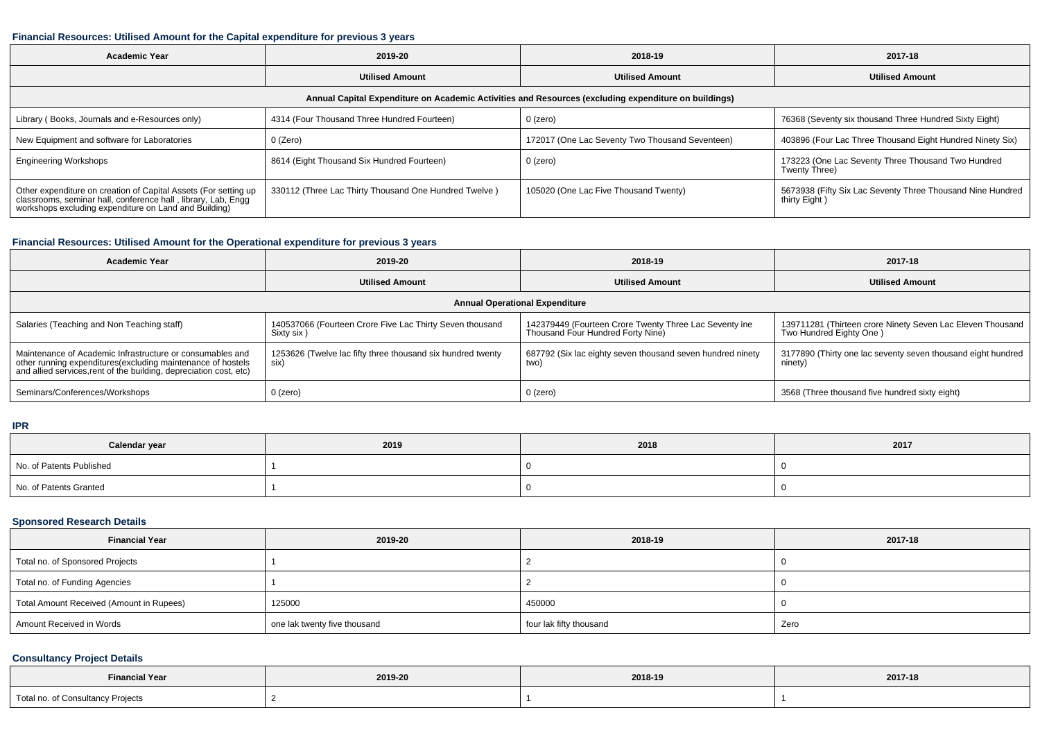#### Financial Resources: Utilised Amount for the Capital expenditure for previous 3 years

| Academic Year | 2019-20 | 2018-19 | 2017-18 |
|---|---|---|---|
| | Utilised Amount | Utilised Amount | Utilised Amount |
| Annual Capital Expenditure on Academic Activities and Resources (excluding expenditure on buildings) | | | |
| Library ( Books, Journals and e-Resources only) | 4314 (Four Thousand Three Hundred Fourteen) | 0 (zero) | 76368 (Seventy six thousand Three Hundred Sixty Eight) |
| New Equipment and software for Laboratories | 0 (Zero) | 172017 (One Lac Seventy Two Thousand Seventeen) | 403896 (Four Lac Three Thousand Eight Hundred Ninety Six) |
| Engineering Workshops | 8614 (Eight Thousand Six Hundred Fourteen) | 0 (zero) | 173223 (One Lac Seventy Three Thousand Two Hundred Twenty Three) |
| Other expenditure on creation of Capital Assets (For setting up classrooms, seminar hall, conference hall , library, Lab, Engg workshops excluding expenditure on Land and Building) | 330112 (Three Lac Thirty Thousand One Hundred Twelve ) | 105020 (One Lac Five Thousand Twenty) | 5673938 (Fifty Six Lac Seventy Three Thousand Nine Hundred thirty Eight ) |

#### Financial Resources: Utilised Amount for the Operational expenditure for previous 3 years

| Academic Year | 2019-20 | 2018-19 | 2017-18 |
|---|---|---|---|
| | Utilised Amount | Utilised Amount | Utilised Amount |
| Annual Operational Expenditure | | | |
| Salaries (Teaching and Non Teaching staff) | 140537066 (Fourteen Crore Five Lac Thirty Seven thousand Sixty six ) | 142379449 (Fourteen Crore Twenty Three Lac Seventy ine Thousand Four Hundred Forty Nine) | 139711281 (Thirteen crore Ninety Seven Lac Eleven Thousand Two Hundred Eighty One ) |
| Maintenance of Academic Infrastructure or consumables and other running expenditures(excluding maintenance of hostels and allied services,rent of the building, depreciation cost, etc) | 1253626 (Twelve lac fifty three thousand six hundred twenty six) | 687792 (Six lac eighty seven thousand seven hundred ninety two) | 3177890 (Thirty one lac seventy seven thousand eight hundred ninety) |
| Seminars/Conferences/Workshops | 0 (zero) | 0 (zero) | 3568 (Three thousand five hundred sixty eight) |

#### IPR

| Calendar year | 2019 | 2018 | 2017 |
|---|---|---|---|
| No. of Patents Published | 1 | 0 | 0 |
| No. of Patents Granted | 1 | 0 | 0 |

#### Sponsored Research Details

| Financial Year | 2019-20 | 2018-19 | 2017-18 |
|---|---|---|---|
| Total no. of Sponsored Projects | 1 | 2 | 0 |
| Total no. of Funding Agencies | 1 | 2 | 0 |
| Total Amount Received (Amount in Rupees) | 125000 | 450000 | 0 |
| Amount Received in Words | one lak twenty five thousand | four lak fifty thousand | Zero |

#### Consultancy Project Details

| Financial Year | 2019-20 | 2018-19 | 2017-18 |
|---|---|---|---|
| Total no. of Consultancy Projects | 2 | 1 | 1 |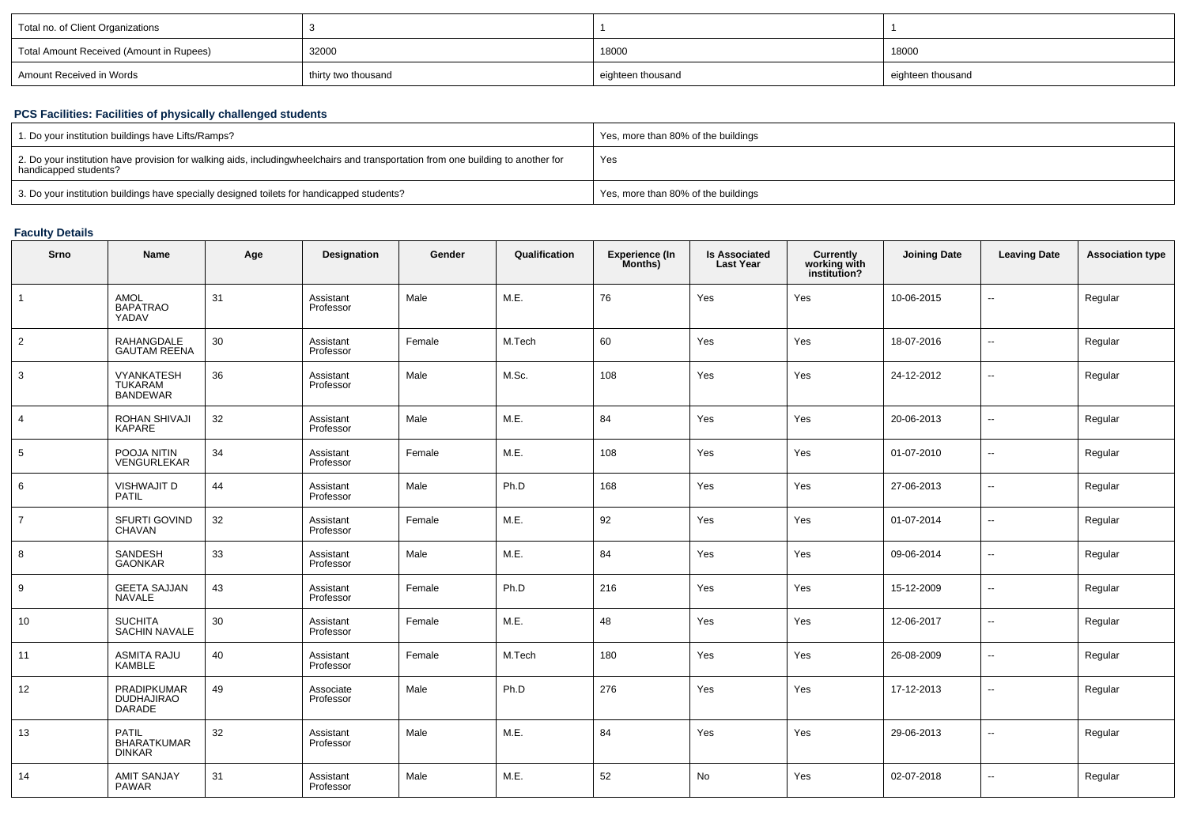| Total no. of Client Organizations | 3 | 1 | 1 |
|---|---|---|---|
| Total Amount Received (Amount in Rupees) | 32000 | 18000 | 18000 |
| Amount Received in Words | thirty two thousand | eighteen thousand | eighteen thousand |

### PCS Facilities: Facilities of physically challenged students

| 1. Do your institution buildings have Lifts/Ramps? | Yes, more than 80% of the buildings |
|---|---|
| 2. Do your institution have provision for walking aids, includingwheelchairs and transportation from one building to another for handicapped students? | Yes |
| 3. Do your institution buildings have specially designed toilets for handicapped students? | Yes, more than 80% of the buildings |

### Faculty Details

| Srno | Name | Age | Designation | Gender | Qualification | Experience (In Months) | Is Associated Last Year | Currently working with institution? | Joining Date | Leaving Date | Association type |
|---|---|---|---|---|---|---|---|---|---|---|---|
| 1 | AMOL BAPATRAO YADAV | 31 | Assistant Professor | Male | M.E. | 76 | Yes | Yes | 10-06-2015 | -- | Regular |
| 2 | RAHANGDALE GAUTAM REENA | 30 | Assistant Professor | Female | M.Tech | 60 | Yes | Yes | 18-07-2016 | -- | Regular |
| 3 | VYANKATESH TUKARAM BANDEWAR | 36 | Assistant Professor | Male | M.Sc. | 108 | Yes | Yes | 24-12-2012 | -- | Regular |
| 4 | ROHAN SHIVAJI KAPARE | 32 | Assistant Professor | Male | M.E. | 84 | Yes | Yes | 20-06-2013 | -- | Regular |
| 5 | POOJA NITIN VENGURLEKAR | 34 | Assistant Professor | Female | M.E. | 108 | Yes | Yes | 01-07-2010 | -- | Regular |
| 6 | VISHWAJIT D PATIL | 44 | Assistant Professor | Male | Ph.D | 168 | Yes | Yes | 27-06-2013 | -- | Regular |
| 7 | SFURTI GOVIND CHAVAN | 32 | Assistant Professor | Female | M.E. | 92 | Yes | Yes | 01-07-2014 | -- | Regular |
| 8 | SANDESH GAONKAR | 33 | Assistant Professor | Male | M.E. | 84 | Yes | Yes | 09-06-2014 | -- | Regular |
| 9 | GEETA SAJJAN NAVALE | 43 | Assistant Professor | Female | Ph.D | 216 | Yes | Yes | 15-12-2009 | -- | Regular |
| 10 | SUCHITA SACHIN NAVALE | 30 | Assistant Professor | Female | M.E. | 48 | Yes | Yes | 12-06-2017 | -- | Regular |
| 11 | ASMITA RAJU KAMBLE | 40 | Assistant Professor | Female | M.Tech | 180 | Yes | Yes | 26-08-2009 | -- | Regular |
| 12 | PRADIPKUMAR DUDHAJIRAO DARADE | 49 | Associate Professor | Male | Ph.D | 276 | Yes | Yes | 17-12-2013 | -- | Regular |
| 13 | PATIL BHARATKUMAR DINKAR | 32 | Assistant Professor | Male | M.E. | 84 | Yes | Yes | 29-06-2013 | -- | Regular |
| 14 | AMIT SANJAY PAWAR | 31 | Assistant Professor | Male | M.E. | 52 | No | Yes | 02-07-2018 | -- | Regular |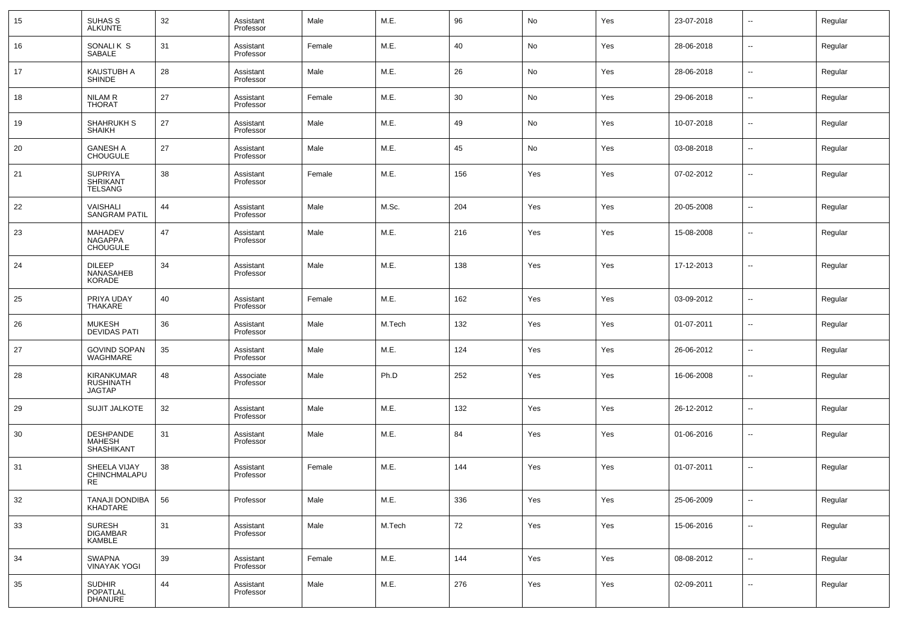| 15 | SUHAS S ALKUNTE | 32 | Assistant Professor | Male | M.E. | 96 | No | Yes | 23-07-2018 | -- | Regular |
|---|---|---|---|---|---|---|---|---|---|---|---|
| 16 | SONALI K S SABALE | 31 | Assistant Professor | Female | M.E. | 40 | No | Yes | 28-06-2018 | -- | Regular |
| 17 | KAUSTUBH A SHINDE | 28 | Assistant Professor | Male | M.E. | 26 | No | Yes | 28-06-2018 | -- | Regular |
| 18 | NILAM R THORAT | 27 | Assistant Professor | Female | M.E. | 30 | No | Yes | 29-06-2018 | -- | Regular |
| 19 | SHAHRUKH S SHAIKH | 27 | Assistant Professor | Male | M.E. | 49 | No | Yes | 10-07-2018 | -- | Regular |
| 20 | GANESH A CHOUGULE | 27 | Assistant Professor | Male | M.E. | 45 | No | Yes | 03-08-2018 | -- | Regular |
| 21 | SUPRIYA SHRIKANT TELSANG | 38 | Assistant Professor | Female | M.E. | 156 | Yes | Yes | 07-02-2012 | -- | Regular |
| 22 | VAISHALI SANGRAM PATIL | 44 | Assistant Professor | Male | M.Sc. | 204 | Yes | Yes | 20-05-2008 | -- | Regular |
| 23 | MAHADEV NAGAPPA CHOUGULE | 47 | Assistant Professor | Male | M.E. | 216 | Yes | Yes | 15-08-2008 | -- | Regular |
| 24 | DILEEP NANASAHEB KORADE | 34 | Assistant Professor | Male | M.E. | 138 | Yes | Yes | 17-12-2013 | -- | Regular |
| 25 | PRIYA UDAY THAKARE | 40 | Assistant Professor | Female | M.E. | 162 | Yes | Yes | 03-09-2012 | -- | Regular |
| 26 | MUKESH DEVIDAS PATI | 36 | Assistant Professor | Male | M.Tech | 132 | Yes | Yes | 01-07-2011 | -- | Regular |
| 27 | GOVIND SOPAN WAGHMARE | 35 | Assistant Professor | Male | M.E. | 124 | Yes | Yes | 26-06-2012 | -- | Regular |
| 28 | KIRANKUMAR RUSHINATH JAGTAP | 48 | Associate Professor | Male | Ph.D | 252 | Yes | Yes | 16-06-2008 | -- | Regular |
| 29 | SUJIT JALKOTE | 32 | Assistant Professor | Male | M.E. | 132 | Yes | Yes | 26-12-2012 | -- | Regular |
| 30 | DESHPANDE MAHESH SHASHIKANT | 31 | Assistant Professor | Male | M.E. | 84 | Yes | Yes | 01-06-2016 | -- | Regular |
| 31 | SHEELA VIJAY CHINCHMALAPURE | 38 | Assistant Professor | Female | M.E. | 144 | Yes | Yes | 01-07-2011 | -- | Regular |
| 32 | TANAJI DONDIBA KHADTARE | 56 | Professor | Male | M.E. | 336 | Yes | Yes | 25-06-2009 | -- | Regular |
| 33 | SURESH DIGAMBAR KAMBLE | 31 | Assistant Professor | Male | M.Tech | 72 | Yes | Yes | 15-06-2016 | -- | Regular |
| 34 | SWAPNA VINAYAK YOGI | 39 | Assistant Professor | Female | M.E. | 144 | Yes | Yes | 08-08-2012 | -- | Regular |
| 35 | SUDHIR POPATLAL DHANURE | 44 | Assistant Professor | Male | M.E. | 276 | Yes | Yes | 02-09-2011 | -- | Regular |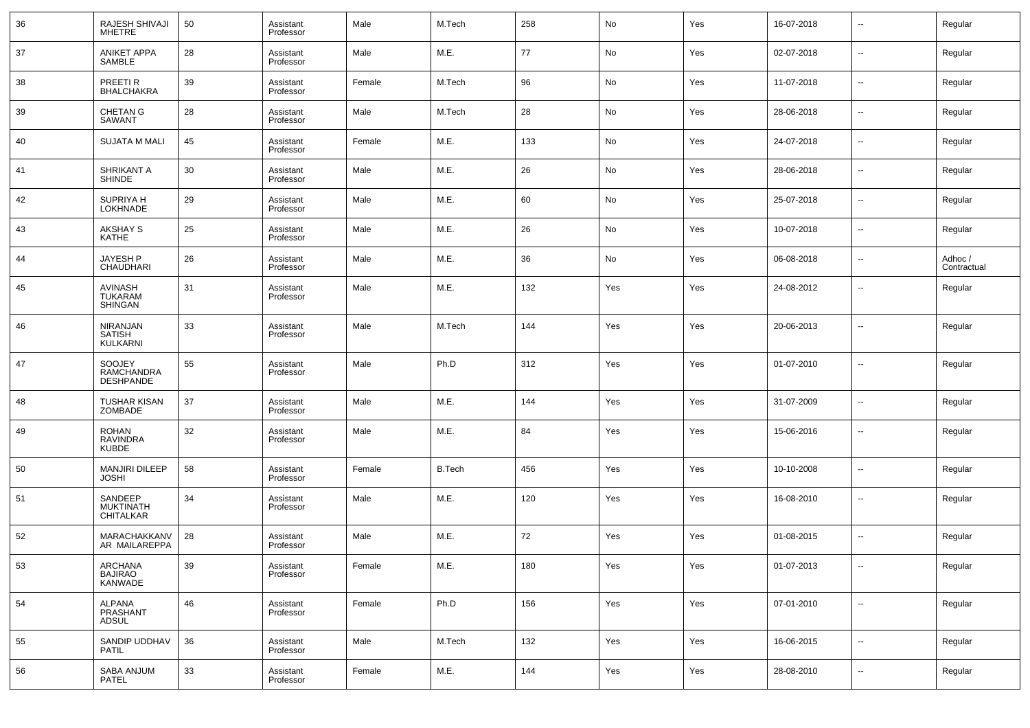| 36 | RAJESH SHIVAJI MHETRE | 50 | Assistant Professor | Male | M.Tech | 258 | No | Yes | 16-07-2018 | -- | Regular |
|---|---|---|---|---|---|---|---|---|---|---|---|
| 37 | ANIKET APPA SAMBLE | 28 | Assistant Professor | Male | M.E. | 77 | No | Yes | 02-07-2018 | -- | Regular |
| 38 | PREETI R BHALCHAKRA | 39 | Assistant Professor | Female | M.Tech | 96 | No | Yes | 11-07-2018 | -- | Regular |
| 39 | CHETAN G SAWANT | 28 | Assistant Professor | Male | M.Tech | 28 | No | Yes | 28-06-2018 | -- | Regular |
| 40 | SUJATA M MALI | 45 | Assistant Professor | Female | M.E. | 133 | No | Yes | 24-07-2018 | -- | Regular |
| 41 | SHRIKANT A SHINDE | 30 | Assistant Professor | Male | M.E. | 26 | No | Yes | 28-06-2018 | -- | Regular |
| 42 | SUPRIYA H LOKHNADE | 29 | Assistant Professor | Male | M.E. | 60 | No | Yes | 25-07-2018 | -- | Regular |
| 43 | AKSHAY S KATHE | 25 | Assistant Professor | Male | M.E. | 26 | No | Yes | 10-07-2018 | -- | Regular |
| 44 | JAYESH P CHAUDHARI | 26 | Assistant Professor | Male | M.E. | 36 | No | Yes | 06-08-2018 | -- | Adhoc / Contractual |
| 45 | AVINASH TUKARAM SHINGAN | 31 | Assistant Professor | Male | M.E. | 132 | Yes | Yes | 24-08-2012 | -- | Regular |
| 46 | NIRANJAN SATISH KULKARNI | 33 | Assistant Professor | Male | M.Tech | 144 | Yes | Yes | 20-06-2013 | -- | Regular |
| 47 | SOOJEY RAMCHANDRA DESHPANDE | 55 | Assistant Professor | Male | Ph.D | 312 | Yes | Yes | 01-07-2010 | -- | Regular |
| 48 | TUSHAR KISAN ZOMBADE | 37 | Assistant Professor | Male | M.E. | 144 | Yes | Yes | 31-07-2009 | -- | Regular |
| 49 | ROHAN RAVINDRA KUBDE | 32 | Assistant Professor | Male | M.E. | 84 | Yes | Yes | 15-06-2016 | -- | Regular |
| 50 | MANJIRI DILEEP JOSHI | 58 | Assistant Professor | Female | B.Tech | 456 | Yes | Yes | 10-10-2008 | -- | Regular |
| 51 | SANDEEP MUKTINATH CHITALKAR | 34 | Assistant Professor | Male | M.E. | 120 | Yes | Yes | 16-08-2010 | -- | Regular |
| 52 | MARACHAKKANVAR MAILAREPPA | 28 | Assistant Professor | Male | M.E. | 72 | Yes | Yes | 01-08-2015 | -- | Regular |
| 53 | ARCHANA BAJIRAO KANWADE | 39 | Assistant Professor | Female | M.E. | 180 | Yes | Yes | 01-07-2013 | -- | Regular |
| 54 | ALPANA PRASHANT ADSUL | 46 | Assistant Professor | Female | Ph.D | 156 | Yes | Yes | 07-01-2010 | -- | Regular |
| 55 | SANDIP UDDHAV PATIL | 36 | Assistant Professor | Male | M.Tech | 132 | Yes | Yes | 16-06-2015 | -- | Regular |
| 56 | SABA ANJUM PATEL | 33 | Assistant Professor | Female | M.E. | 144 | Yes | Yes | 28-08-2010 | -- | Regular |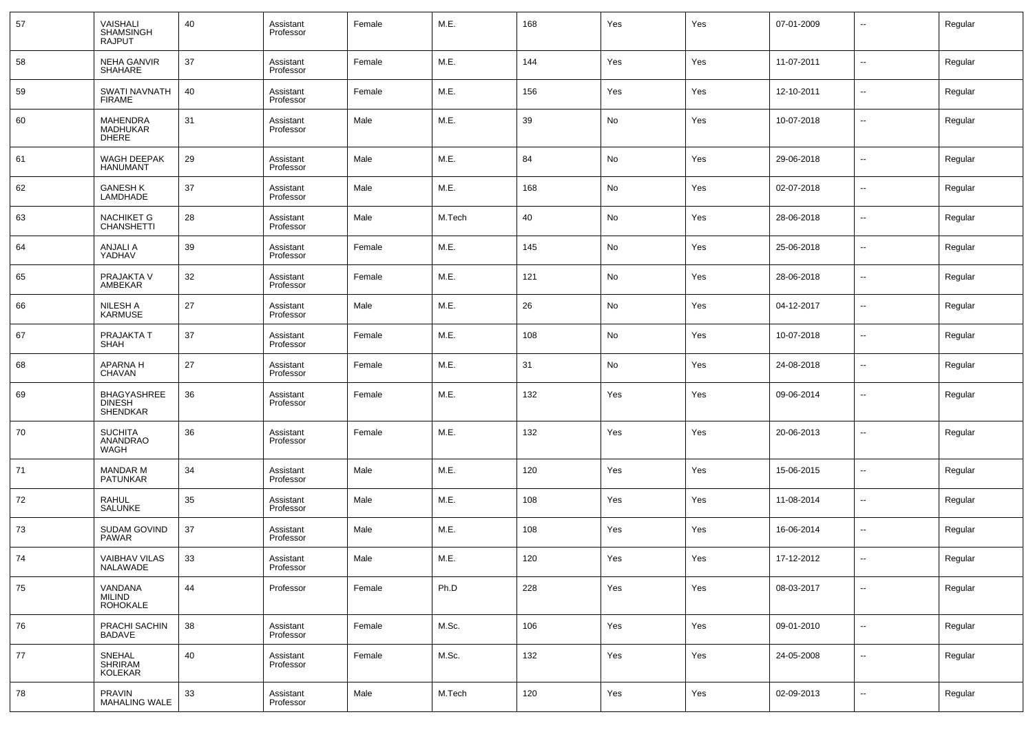| 57 | VAISHALI SHAMSINGH RAJPUT | 40 | Assistant Professor | Female | M.E. | 168 | Yes | Yes | 07-01-2009 | -- | Regular |
|---|---|---|---|---|---|---|---|---|---|---|---|
| 58 | NEHA GANVIR SHAHARE | 37 | Assistant Professor | Female | M.E. | 144 | Yes | Yes | 11-07-2011 | -- | Regular |
| 59 | SWATI NAVNATH FIRAME | 40 | Assistant Professor | Female | M.E. | 156 | Yes | Yes | 12-10-2011 | -- | Regular |
| 60 | MAHENDRA MADHUKAR DHERE | 31 | Assistant Professor | Male | M.E. | 39 | No | Yes | 10-07-2018 | -- | Regular |
| 61 | WAGH DEEPAK HANUMANT | 29 | Assistant Professor | Male | M.E. | 84 | No | Yes | 29-06-2018 | -- | Regular |
| 62 | GANESH K LAMDHADE | 37 | Assistant Professor | Male | M.E. | 168 | No | Yes | 02-07-2018 | -- | Regular |
| 63 | NACHIKET G CHANSHETTI | 28 | Assistant Professor | Male | M.Tech | 40 | No | Yes | 28-06-2018 | -- | Regular |
| 64 | ANJALI A YADHAV | 39 | Assistant Professor | Female | M.E. | 145 | No | Yes | 25-06-2018 | -- | Regular |
| 65 | PRAJAKTA V AMBEKAR | 32 | Assistant Professor | Female | M.E. | 121 | No | Yes | 28-06-2018 | -- | Regular |
| 66 | NILESH A KARMUSE | 27 | Assistant Professor | Male | M.E. | 26 | No | Yes | 04-12-2017 | -- | Regular |
| 67 | PRAJAKTA T SHAH | 37 | Assistant Professor | Female | M.E. | 108 | No | Yes | 10-07-2018 | -- | Regular |
| 68 | APARNA H CHAVAN | 27 | Assistant Professor | Female | M.E. | 31 | No | Yes | 24-08-2018 | -- | Regular |
| 69 | BHAGYASHREE DINESH SHENDKAR | 36 | Assistant Professor | Female | M.E. | 132 | Yes | Yes | 09-06-2014 | -- | Regular |
| 70 | SUCHITA ANANDRAO WAGH | 36 | Assistant Professor | Female | M.E. | 132 | Yes | Yes | 20-06-2013 | -- | Regular |
| 71 | MANDAR M PATUNKAR | 34 | Assistant Professor | Male | M.E. | 120 | Yes | Yes | 15-06-2015 | -- | Regular |
| 72 | RAHUL SALUNKE | 35 | Assistant Professor | Male | M.E. | 108 | Yes | Yes | 11-08-2014 | -- | Regular |
| 73 | SUDAM GOVIND PAWAR | 37 | Assistant Professor | Male | M.E. | 108 | Yes | Yes | 16-06-2014 | -- | Regular |
| 74 | VAIBHAV VILAS NALAWADE | 33 | Assistant Professor | Male | M.E. | 120 | Yes | Yes | 17-12-2012 | -- | Regular |
| 75 | VANDANA MILIND ROHOKALE | 44 | Professor | Female | Ph.D | 228 | Yes | Yes | 08-03-2017 | -- | Regular |
| 76 | PRACHI SACHIN BADAVE | 38 | Assistant Professor | Female | M.Sc. | 106 | Yes | Yes | 09-01-2010 | -- | Regular |
| 77 | SNEHAL SHRIRAM KOLEKAR | 40 | Assistant Professor | Female | M.Sc. | 132 | Yes | Yes | 24-05-2008 | -- | Regular |
| 78 | PRAVIN MAHALING WALE | 33 | Assistant Professor | Male | M.Tech | 120 | Yes | Yes | 02-09-2013 | -- | Regular |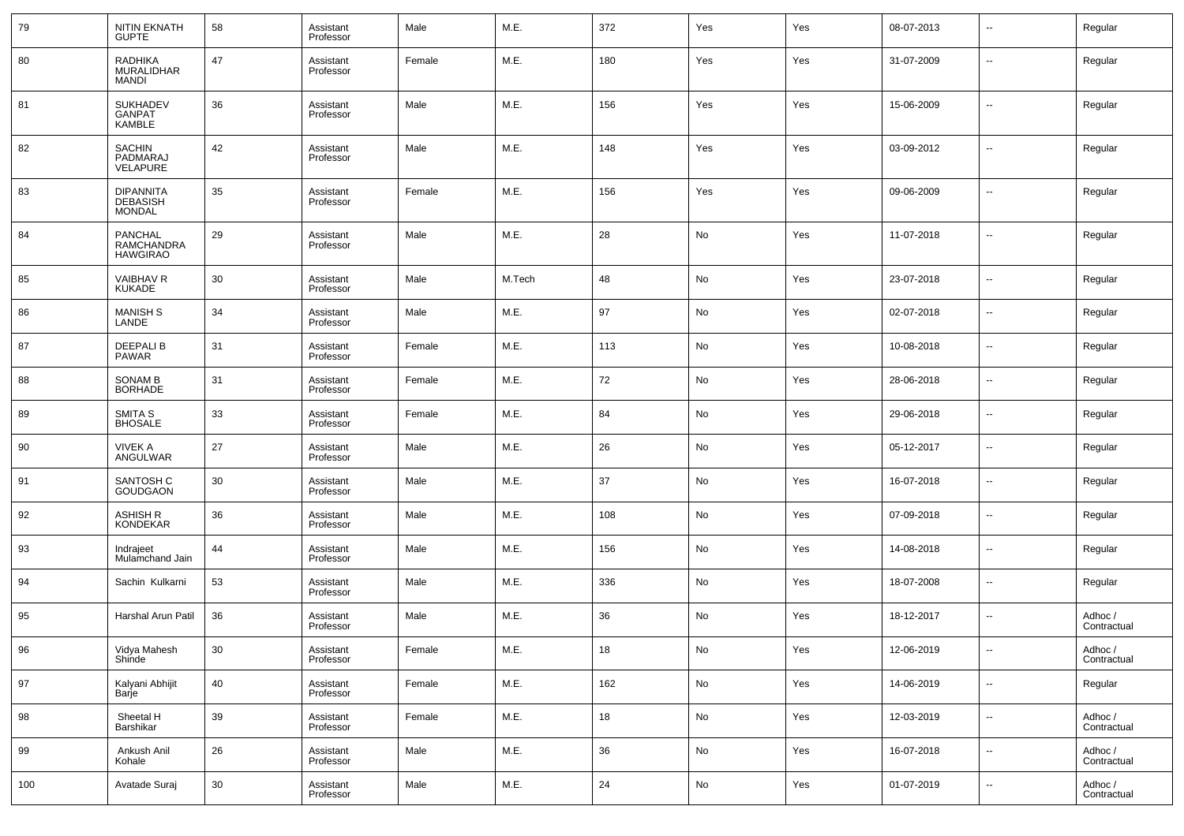| 79 | NITIN EKNATH GUPTE | 58 | Assistant Professor | Male | M.E. | 372 | Yes | Yes | 08-07-2013 | -- | Regular |
|---|---|---|---|---|---|---|---|---|---|---|---|
| 80 | RADHIKA MURALIDHAR MANDI | 47 | Assistant Professor | Female | M.E. | 180 | Yes | Yes | 31-07-2009 | -- | Regular |
| 81 | SUKHADEV GANPAT KAMBLE | 36 | Assistant Professor | Male | M.E. | 156 | Yes | Yes | 15-06-2009 | -- | Regular |
| 82 | SACHIN PADMARAJ VELAPURE | 42 | Assistant Professor | Male | M.E. | 148 | Yes | Yes | 03-09-2012 | -- | Regular |
| 83 | DIPANNITA DEBASISH MONDAL | 35 | Assistant Professor | Female | M.E. | 156 | Yes | Yes | 09-06-2009 | -- | Regular |
| 84 | PANCHAL RAMCHANDRA HAWGIRAO | 29 | Assistant Professor | Male | M.E. | 28 | No | Yes | 11-07-2018 | -- | Regular |
| 85 | VAIBHAV R KUKADE | 30 | Assistant Professor | Male | M.Tech | 48 | No | Yes | 23-07-2018 | -- | Regular |
| 86 | MANISH S LANDE | 34 | Assistant Professor | Male | M.E. | 97 | No | Yes | 02-07-2018 | -- | Regular |
| 87 | DEEPALI B PAWAR | 31 | Assistant Professor | Female | M.E. | 113 | No | Yes | 10-08-2018 | -- | Regular |
| 88 | SONAM B BORHADE | 31 | Assistant Professor | Female | M.E. | 72 | No | Yes | 28-06-2018 | -- | Regular |
| 89 | SMITA S BHOSALE | 33 | Assistant Professor | Female | M.E. | 84 | No | Yes | 29-06-2018 | -- | Regular |
| 90 | VIVEK A ANGULWAR | 27 | Assistant Professor | Male | M.E. | 26 | No | Yes | 05-12-2017 | -- | Regular |
| 91 | SANTOSH C GOUDGAON | 30 | Assistant Professor | Male | M.E. | 37 | No | Yes | 16-07-2018 | -- | Regular |
| 92 | ASHISH R KONDEKAR | 36 | Assistant Professor | Male | M.E. | 108 | No | Yes | 07-09-2018 | -- | Regular |
| 93 | Indrajeet Mulamchand Jain | 44 | Assistant Professor | Male | M.E. | 156 | No | Yes | 14-08-2018 | -- | Regular |
| 94 | Sachin Kulkarni | 53 | Assistant Professor | Male | M.E. | 336 | No | Yes | 18-07-2008 | -- | Regular |
| 95 | Harshal Arun Patil | 36 | Assistant Professor | Male | M.E. | 36 | No | Yes | 18-12-2017 | -- | Adhoc / Contractual |
| 96 | Vidya Mahesh Shinde | 30 | Assistant Professor | Female | M.E. | 18 | No | Yes | 12-06-2019 | -- | Adhoc / Contractual |
| 97 | Kalyani Abhijit Barje | 40 | Assistant Professor | Female | M.E. | 162 | No | Yes | 14-06-2019 | -- | Regular |
| 98 | Sheetal H Barshikar | 39 | Assistant Professor | Female | M.E. | 18 | No | Yes | 12-03-2019 | -- | Adhoc / Contractual |
| 99 | Ankush Anil Kohale | 26 | Assistant Professor | Male | M.E. | 36 | No | Yes | 16-07-2018 | -- | Adhoc / Contractual |
| 100 | Avatade Suraj | 30 | Assistant Professor | Male | M.E. | 24 | No | Yes | 01-07-2019 | -- | Adhoc / Contractual |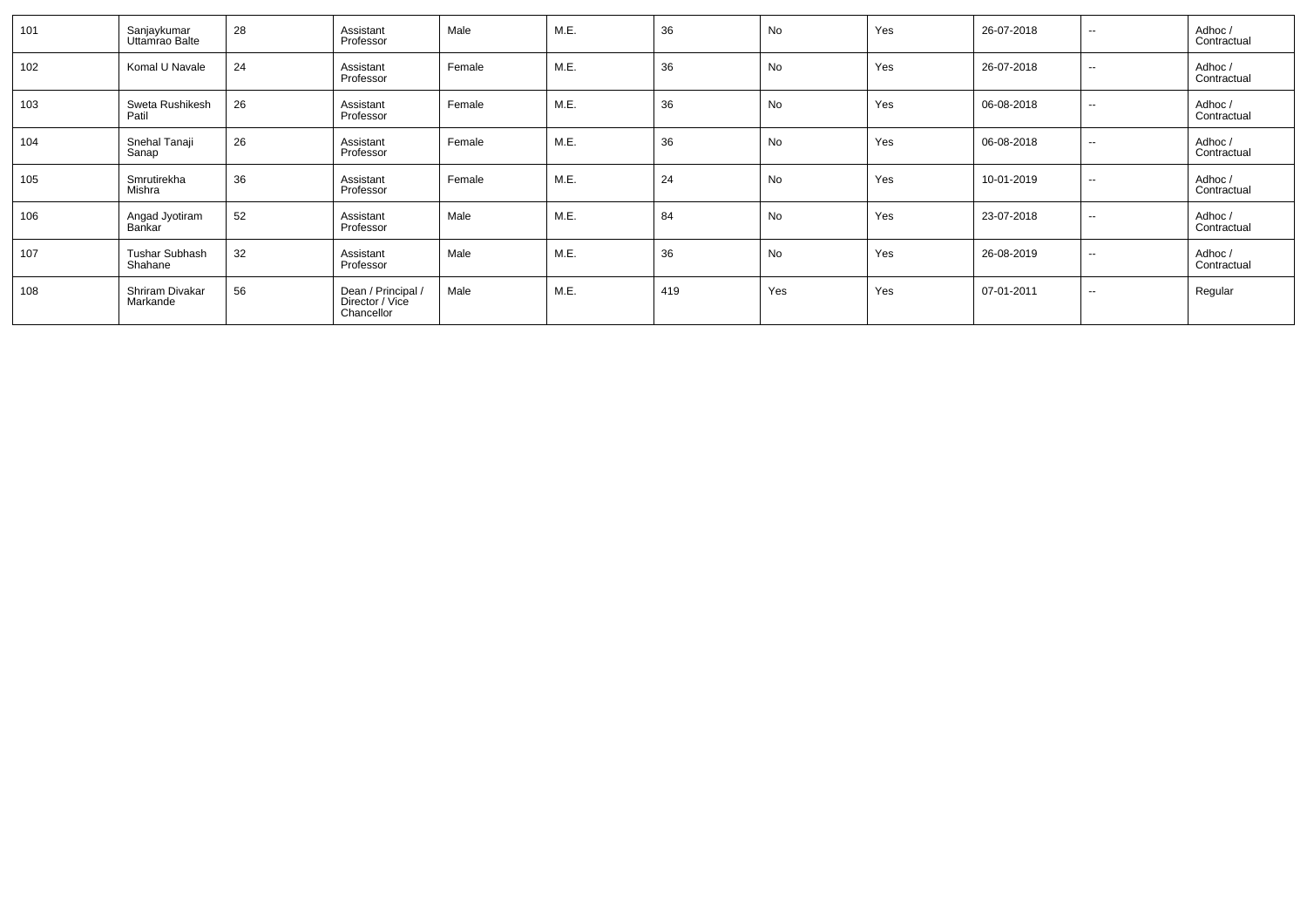| | | | | | | | | | | | |
|---|---|---|---|---|---|---|---|---|---|---|---|
| 101 | Sanjaykumar Uttamrao Balte | 28 | Assistant Professor | Male | M.E. | 36 | No | Yes | 26-07-2018 | -- | Adhoc / Contractual |
| 102 | Komal U Navale | 24 | Assistant Professor | Female | M.E. | 36 | No | Yes | 26-07-2018 | -- | Adhoc / Contractual |
| 103 | Sweta Rushikesh Patil | 26 | Assistant Professor | Female | M.E. | 36 | No | Yes | 06-08-2018 | -- | Adhoc / Contractual |
| 104 | Snehal Tanaji Sanap | 26 | Assistant Professor | Female | M.E. | 36 | No | Yes | 06-08-2018 | -- | Adhoc / Contractual |
| 105 | Smrutirekha Mishra | 36 | Assistant Professor | Female | M.E. | 24 | No | Yes | 10-01-2019 | -- | Adhoc / Contractual |
| 106 | Angad Jyotiram Bankar | 52 | Assistant Professor | Male | M.E. | 84 | No | Yes | 23-07-2018 | -- | Adhoc / Contractual |
| 107 | Tushar Subhash Shahane | 32 | Assistant Professor | Male | M.E. | 36 | No | Yes | 26-08-2019 | -- | Adhoc / Contractual |
| 108 | Shriram Divakar Markande | 56 | Dean / Principal / Director / Vice Chancellor | Male | M.E. | 419 | Yes | Yes | 07-01-2011 | -- | Regular |